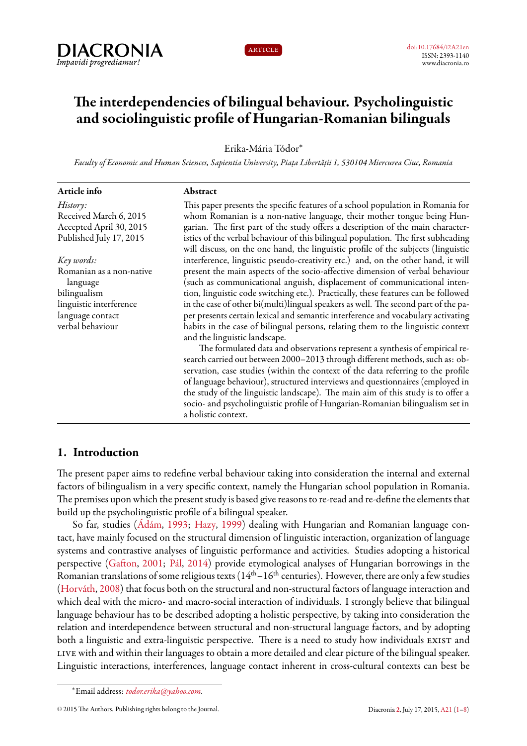DIACRONIA
*Impavidi progrediamur!*

ARTICLE

doi:10.17684/i2A21en
ISSN: 2393-1140
www.diacronia.ro

# The interdependencies of bilingual behaviour. Psycholinguistic and sociolinguistic profile of Hungarian-Romanian bilinguals

Erika-Mária Tódor*

*Faculty of Economic and Human Sciences, Sapientia University, Piața Libertății 1, 530104 Miercurea Ciuc, Romania*

**Article info**

*History:*
Received March 6, 2015
Accepted April 30, 2015
Published July 17, 2015

*Key words:*
Romanian as a non-native language
bilingualism
linguistic interference
language contact
verbal behaviour

**Abstract**

This paper presents the specific features of a school population in Romania for whom Romanian is a non-native language, their mother tongue being Hungarian. The first part of the study offers a description of the main characteristics of the verbal behaviour of this bilingual population. The first subheading will discuss, on the one hand, the linguistic profile of the subjects (linguistic interference, linguistic pseudo-creativity etc.) and, on the other hand, it will present the main aspects of the socio-affective dimension of verbal behaviour (such as communicational anguish, displacement of communicational intention, linguistic code switching etc.). Practically, these features can be followed in the case of other bi(multi)lingual speakers as well. The second part of the paper presents certain lexical and semantic interference and vocabulary activating habits in the case of bilingual persons, relating them to the linguistic context and the linguistic landscape.

The formulated data and observations represent a synthesis of empirical research carried out between 2000–2013 through different methods, such as: observation, case studies (within the context of the data referring to the profile of language behaviour), structured interviews and questionnaires (employed in the study of the linguistic landscape). The main aim of this study is to offer a socio- and psycholinguistic profile of Hungarian-Romanian bilingualism set in a holistic context.

## 1. Introduction

The present paper aims to redefine verbal behaviour taking into consideration the internal and external factors of bilingualism in a very specific context, namely the Hungarian school population in Romania. The premises upon which the present study is based give reasons to re-read and re-define the elements that build up the psycholinguistic profile of a bilingual speaker.

So far, studies (Ádám, 1993; Hazy, 1999) dealing with Hungarian and Romanian language contact, have mainly focused on the structural dimension of linguistic interaction, organization of language systems and contrastive analyses of linguistic performance and activities. Studies adopting a historical perspective (Gafton, 2001; Pál, 2014) provide etymological analyses of Hungarian borrowings in the Romanian translations of some religious texts (14$^{th}$–16$^{th}$ centuries). However, there are only a few studies (Horváth, 2008) that focus both on the structural and non-structural factors of language interaction and which deal with the micro- and macro-social interaction of individuals. I strongly believe that bilingual language behaviour has to be described adopting a holistic perspective, by taking into consideration the relation and interdependence between structural and non-structural language factors, and by adopting both a linguistic and extra-linguistic perspective. There is a need to study how individuals EXIST and LIVE with and within their languages to obtain a more detailed and clear picture of the bilingual speaker. Linguistic interactions, interferences, language contact inherent in cross-cultural contexts can best be

*Email address: *todor.erika@yahoo.com*.

© 2015 The Authors. Publishing rights belong to the Journal.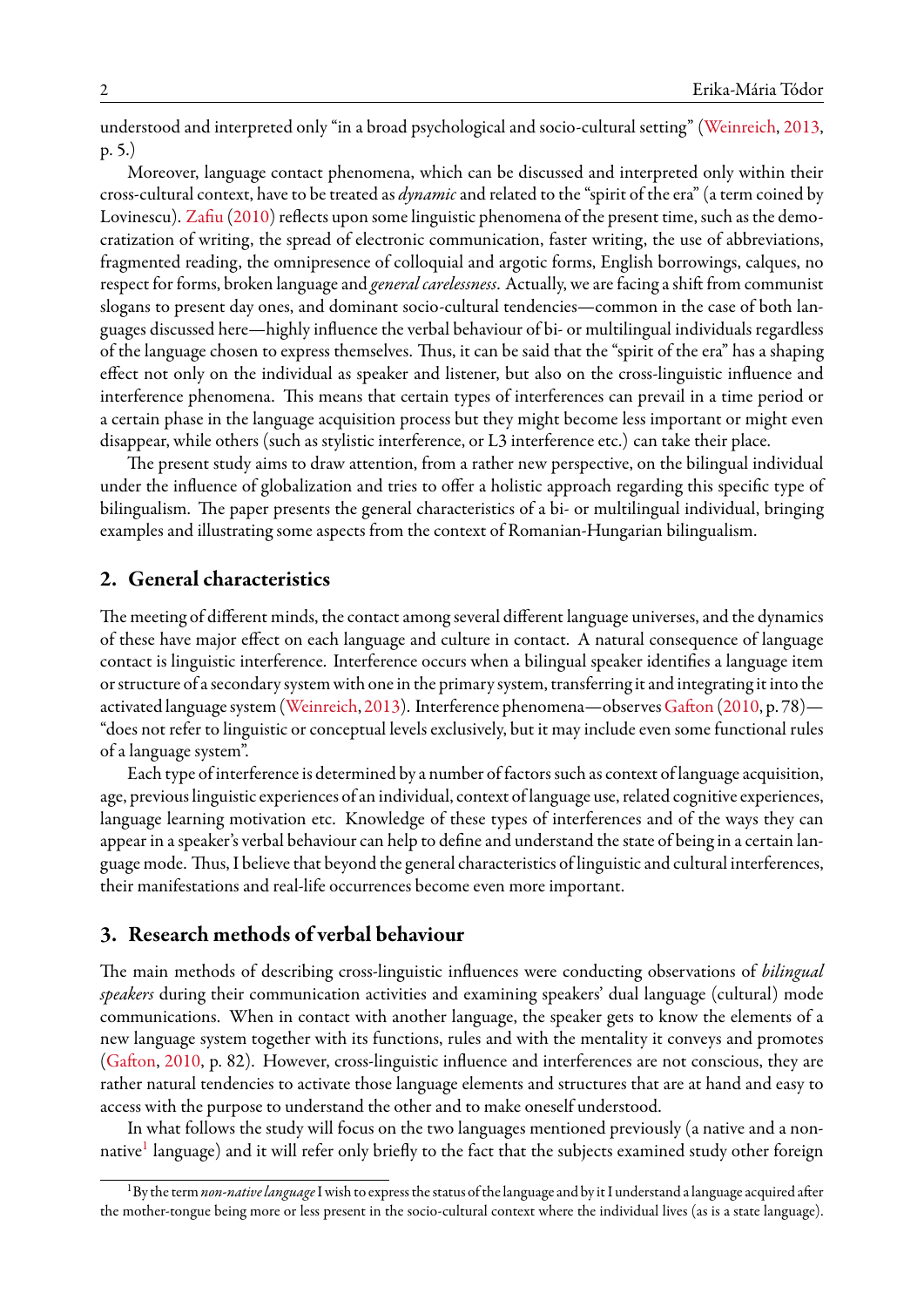understood and interpreted only "in a broad psychological and socio-cultural setting" (Weinreich, 2013, p. 5.)

Moreover, language contact phenomena, which can be discussed and interpreted only within their cross-cultural context, have to be treated as *dynamic* and related to the "spirit of the era" (a term coined by Lovinescu). Zafiu (2010) reflects upon some linguistic phenomena of the present time, such as the democratization of writing, the spread of electronic communication, faster writing, the use of abbreviations, fragmented reading, the omnipresence of colloquial and argotic forms, English borrowings, calques, no respect for forms, broken language and *general carelessness*. Actually, we are facing a shift from communist slogans to present day ones, and dominant socio-cultural tendencies—common in the case of both languages discussed here—highly influence the verbal behaviour of bi- or multilingual individuals regardless of the language chosen to express themselves. Thus, it can be said that the "spirit of the era" has a shaping effect not only on the individual as speaker and listener, but also on the cross-linguistic influence and interference phenomena. This means that certain types of interferences can prevail in a time period or a certain phase in the language acquisition process but they might become less important or might even disappear, while others (such as stylistic interference, or L3 interference etc.) can take their place.

The present study aims to draw attention, from a rather new perspective, on the bilingual individual under the influence of globalization and tries to offer a holistic approach regarding this specific type of bilingualism. The paper presents the general characteristics of a bi- or multilingual individual, bringing examples and illustrating some aspects from the context of Romanian-Hungarian bilingualism.

## 2. General characteristics

The meeting of different minds, the contact among several different language universes, and the dynamics of these have major effect on each language and culture in contact. A natural consequence of language contact is linguistic interference. Interference occurs when a bilingual speaker identifies a language item or structure of a secondary system with one in the primary system, transferring it and integrating it into the activated language system (Weinreich, 2013). Interference phenomena—observes Gafton (2010, p. 78)—"does not refer to linguistic or conceptual levels exclusively, but it may include even some functional rules of a language system".

Each type of interference is determined by a number of factors such as context of language acquisition, age, previous linguistic experiences of an individual, context of language use, related cognitive experiences, language learning motivation etc. Knowledge of these types of interferences and of the ways they can appear in a speaker's verbal behaviour can help to define and understand the state of being in a certain language mode. Thus, I believe that beyond the general characteristics of linguistic and cultural interferences, their manifestations and real-life occurrences become even more important.

## 3. Research methods of verbal behaviour

The main methods of describing cross-linguistic influences were conducting observations of *bilingual speakers* during their communication activities and examining speakers' dual language (cultural) mode communications. When in contact with another language, the speaker gets to know the elements of a new language system together with its functions, rules and with the mentality it conveys and promotes (Gafton, 2010, p. 82). However, cross-linguistic influence and interferences are not conscious, they are rather natural tendencies to activate those language elements and structures that are at hand and easy to access with the purpose to understand the other and to make oneself understood.

In what follows the study will focus on the two languages mentioned previously (a native and a non-native[1] language) and it will refer only briefly to the fact that the subjects examined study other foreign

[1] By the term *non-native language* I wish to express the status of the language and by it I understand a language acquired after the mother-tongue being more or less present in the socio-cultural context where the individual lives (as is a state language).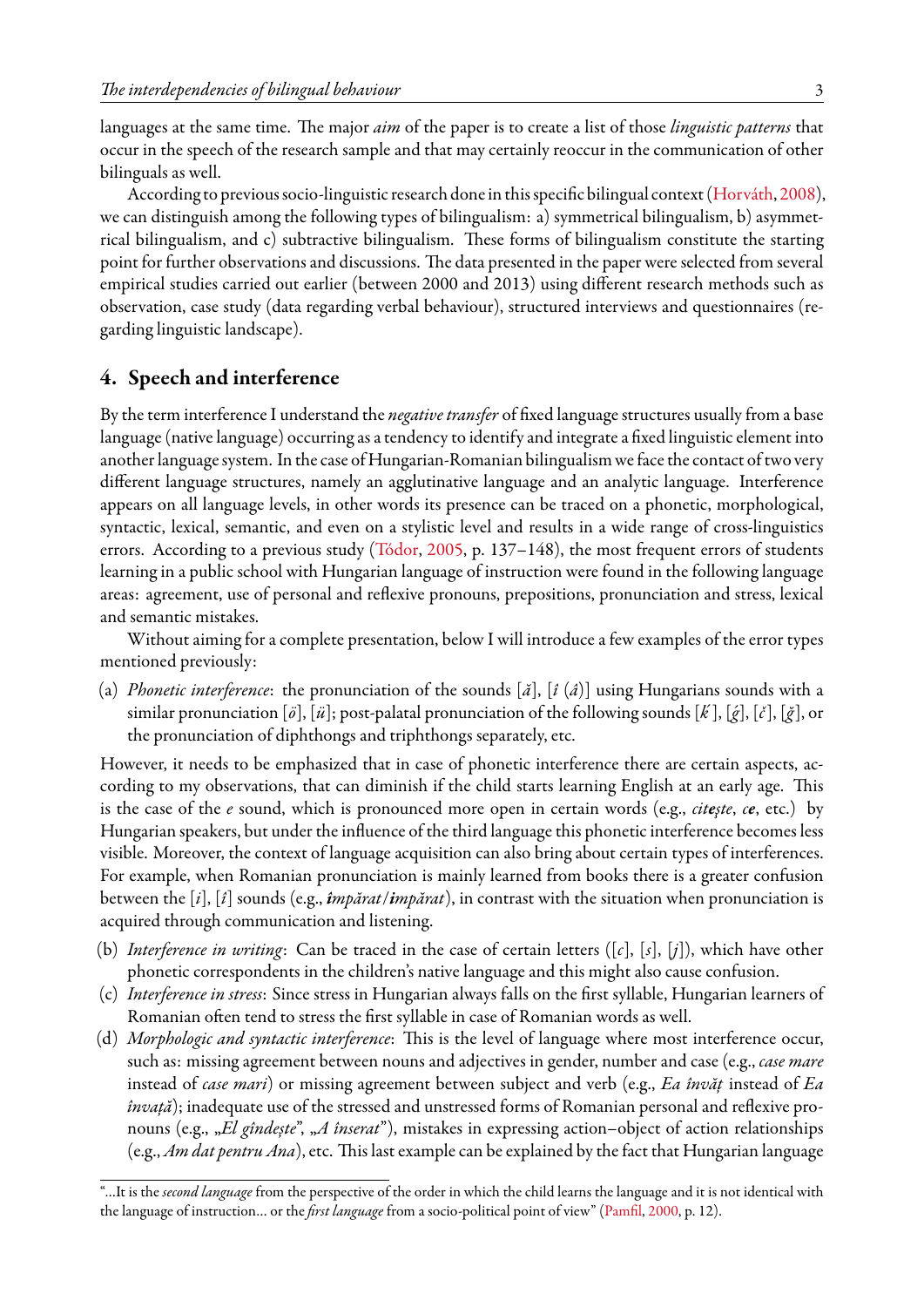languages at the same time. The major *aim* of the paper is to create a list of those *linguistic patterns* that occur in the speech of the research sample and that may certainly reoccur in the communication of other bilinguals as well.

According to previous socio-linguistic research done in this specific bilingual context (Horváth, 2008), we can distinguish among the following types of bilingualism: a) symmetrical bilingualism, b) asymmetrical bilingualism, and c) subtractive bilingualism. These forms of bilingualism constitute the starting point for further observations and discussions. The data presented in the paper were selected from several empirical studies carried out earlier (between 2000 and 2013) using different research methods such as observation, case study (data regarding verbal behaviour), structured interviews and questionnaires (regarding linguistic landscape).

## 4. Speech and interference

By the term interference I understand the *negative transfer* of fixed language structures usually from a base language (native language) occurring as a tendency to identify and integrate a fixed linguistic element into another language system. In the case of Hungarian-Romanian bilingualism we face the contact of two very different language structures, namely an agglutinative language and an analytic language. Interference appears on all language levels, in other words its presence can be traced on a phonetic, morphological, syntactic, lexical, semantic, and even on a stylistic level and results in a wide range of cross-linguistics errors. According to a previous study (Tódor, 2005, p. 137–148), the most frequent errors of students learning in a public school with Hungarian language of instruction were found in the following language areas: agreement, use of personal and reflexive pronouns, prepositions, pronunciation and stress, lexical and semantic mistakes.

Without aiming for a complete presentation, below I will introduce a few examples of the error types mentioned previously:

(a) *Phonetic interference*: the pronunciation of the sounds [*ă*], [*î* (*â*)] using Hungarians sounds with a similar pronunciation [*ö*], [*ü*]; post-palatal pronunciation of the following sounds [*ḱ*], [*ǵ*], [*č*], [*ǧ*], or the pronunciation of diphthongs and triphthongs separately, etc.

However, it needs to be emphasized that in case of phonetic interference there are certain aspects, according to my observations, that can diminish if the child starts learning English at an early age. This is the case of the *e* sound, which is pronounced more open in certain words (e.g., *citește*, ***ce***, etc.) by Hungarian speakers, but under the influence of the third language this phonetic interference becomes less visible. Moreover, the context of language acquisition can also bring about certain types of interferences. For example, when Romanian pronunciation is mainly learned from books there is a greater confusion between the [*i*], [*î*] sounds (e.g., ***î****mpărat*/***i****mpărat*), in contrast with the situation when pronunciation is acquired through communication and listening.

(b) *Interference in writing*: Can be traced in the case of certain letters ([*c*], [*s*], [*j*]), which have other phonetic correspondents in the children's native language and this might also cause confusion.

(c) *Interference in stress*: Since stress in Hungarian always falls on the first syllable, Hungarian learners of Romanian often tend to stress the first syllable in case of Romanian words as well.

(d) *Morphologic and syntactic interference*: This is the level of language where most interference occur, such as: missing agreement between nouns and adjectives in gender, number and case (e.g., *case mare* instead of *case mari*) or missing agreement between subject and verb (e.g., *Ea învăț* instead of *Ea învață*); inadequate use of the stressed and unstressed forms of Romanian personal and reflexive pronouns (e.g., „*El gîndește*", „*A înserat*"), mistakes in expressing action–object of action relationships (e.g., *Am dat pentru Ana*), etc. This last example can be explained by the fact that Hungarian language

"...It is the *second language* from the perspective of the order in which the child learns the language and it is not identical with the language of instruction... or the *first language* from a socio-political point of view" (Pamfil, 2000, p. 12).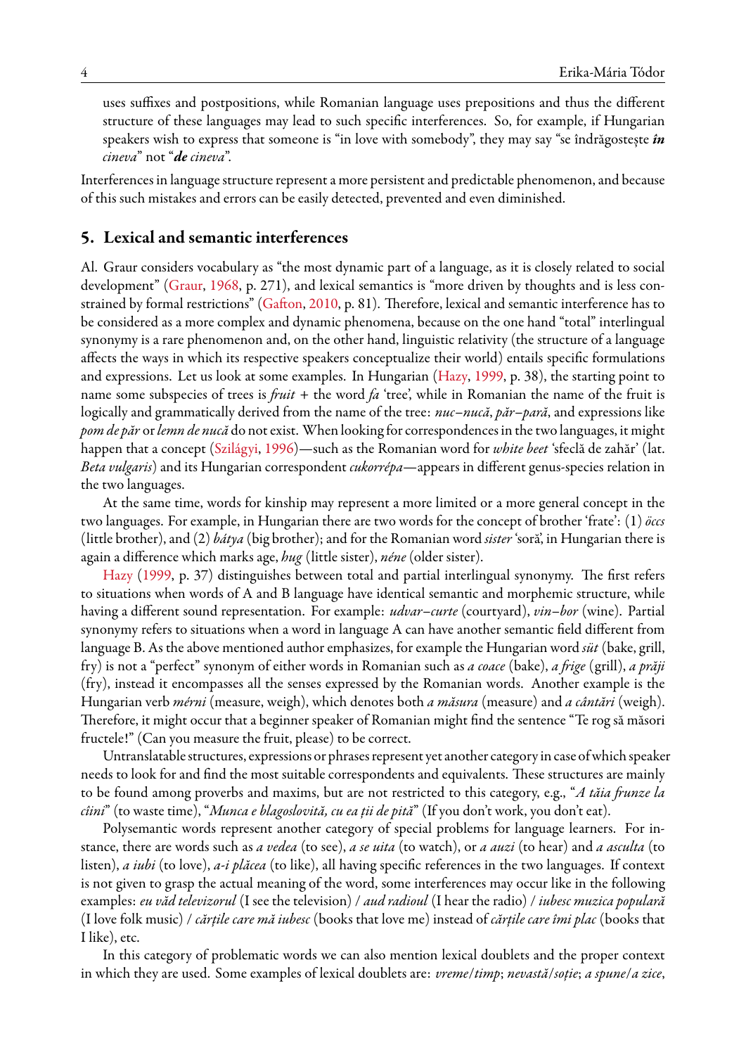uses suffixes and postpositions, while Romanian language uses prepositions and thus the different structure of these languages may lead to such specific interferences. So, for example, if Hungarian speakers wish to express that someone is "in love with somebody", they may say "se îndrăgostește ***în*** *cineva*" not "***de*** *cineva*".

Interferences in language structure represent a more persistent and predictable phenomenon, and because of this such mistakes and errors can be easily detected, prevented and even diminished.

## 5. Lexical and semantic interferences

Al. Graur considers vocabulary as "the most dynamic part of a language, as it is closely related to social development" (Graur, 1968, p. 271), and lexical semantics is "more driven by thoughts and is less constrained by formal restrictions" (Gafton, 2010, p. 81). Therefore, lexical and semantic interference has to be considered as a more complex and dynamic phenomena, because on the one hand "total" interlingual synonymy is a rare phenomenon and, on the other hand, linguistic relativity (the structure of a language affects the ways in which its respective speakers conceptualize their world) entails specific formulations and expressions. Let us look at some examples. In Hungarian (Hazy, 1999, p. 38), the starting point to name some subspecies of trees is *fruit* + the word *fa* 'tree', while in Romanian the name of the fruit is logically and grammatically derived from the name of the tree: *nuc–nucă*, *păr–pară*, and expressions like *pom de păr* or *lemn de nucă* do not exist. When looking for correspondences in the two languages, it might happen that a concept (Szilágyi, 1996)—such as the Romanian word for *white beet* 'sfeclă de zahăr' (lat. *Beta vulgaris*) and its Hungarian correspondent *cukorrépa*—appears in different genus-species relation in the two languages.

At the same time, words for kinship may represent a more limited or a more general concept in the two languages. For example, in Hungarian there are two words for the concept of brother 'frate': (1) *öccs* (little brother), and (2) *bátya* (big brother); and for the Romanian word *sister* 'soră', in Hungarian there is again a difference which marks age, *hug* (little sister), *néne* (older sister).

Hazy (1999, p. 37) distinguishes between total and partial interlingual synonymy. The first refers to situations when words of A and B language have identical semantic and morphemic structure, while having a different sound representation. For example: *udvar–curte* (courtyard), *vin–bor* (wine). Partial synonymy refers to situations when a word in language A can have another semantic field different from language B. As the above mentioned author emphasizes, for example the Hungarian word *süt* (bake, grill, fry) is not a "perfect" synonym of either words in Romanian such as *a coace* (bake), *a frige* (grill), *a prăji* (fry), instead it encompasses all the senses expressed by the Romanian words. Another example is the Hungarian verb *mérni* (measure, weigh), which denotes both *a măsura* (measure) and *a cântări* (weigh). Therefore, it might occur that a beginner speaker of Romanian might find the sentence "Te rog să măsori fructele!" (Can you measure the fruit, please) to be correct.

Untranslatable structures, expressions or phrases represent yet another category in case of which speaker needs to look for and find the most suitable correspondents and equivalents. These structures are mainly to be found among proverbs and maxims, but are not restricted to this category, e.g., "*A tăia frunze la câini*" (to waste time), "*Munca e blagoslovită, cu ea ții de pită*" (If you don't work, you don't eat).

Polysemantic words represent another category of special problems for language learners. For instance, there are words such as *a vedea* (to see), *a se uita* (to watch), or *a auzi* (to hear) and *a asculta* (to listen), *a iubi* (to love), *a-i plăcea* (to like), all having specific references in the two languages. If context is not given to grasp the actual meaning of the word, some interferences may occur like in the following examples: *eu văd televizorul* (I see the television) / *aud radioul* (I hear the radio) / *iubesc muzica populară* (I love folk music) / *cărțile care mă iubesc* (books that love me) instead of *cărțile care îmi plac* (books that I like), etc.

In this category of problematic words we can also mention lexical doublets and the proper context in which they are used. Some examples of lexical doublets are: *vreme/timp*; *nevastă/soție*; *a spune/a zice*,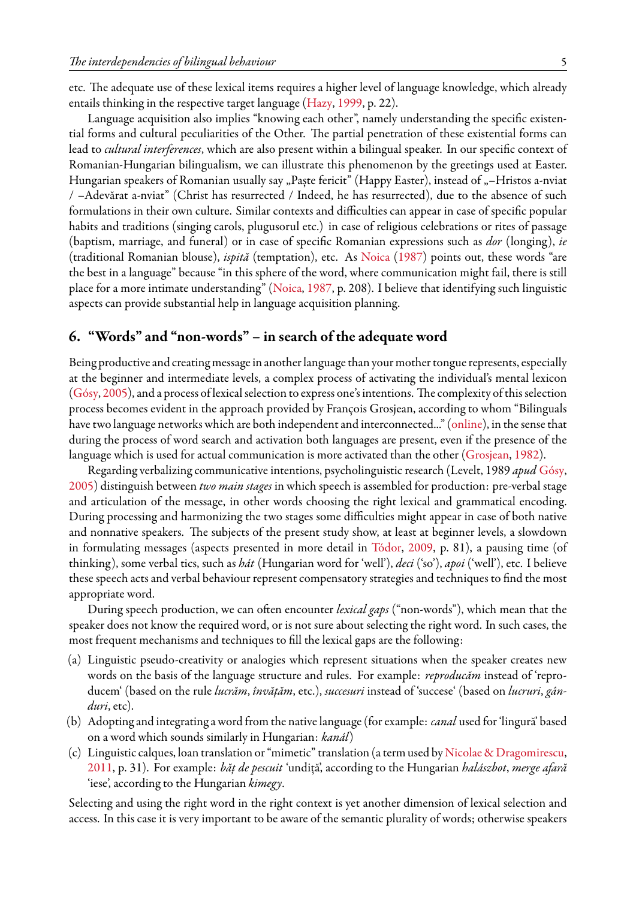etc. The adequate use of these lexical items requires a higher level of language knowledge, which already entails thinking in the respective target language (Hazy, 1999, p. 22).

Language acquisition also implies "knowing each other", namely understanding the specific existential forms and cultural peculiarities of the Other. The partial penetration of these existential forms can lead to *cultural interferences*, which are also present within a bilingual speaker. In our specific context of Romanian-Hungarian bilingualism, we can illustrate this phenomenon by the greetings used at Easter. Hungarian speakers of Romanian usually say „Paște fericit" (Happy Easter), instead of „–Hristos a-nviat / –Adevărat a-nviat" (Christ has resurrected / Indeed, he has resurrected), due to the absence of such formulations in their own culture. Similar contexts and difficulties can appear in case of specific popular habits and traditions (singing carols, plugusorul etc.) in case of religious celebrations or rites of passage (baptism, marriage, and funeral) or in case of specific Romanian expressions such as *dor* (longing), *ie* (traditional Romanian blouse), *ispită* (temptation), etc. As Noica (1987) points out, these words "are the best in a language" because "in this sphere of the word, where communication might fail, there is still place for a more intimate understanding" (Noica, 1987, p. 208). I believe that identifying such linguistic aspects can provide substantial help in language acquisition planning.

## 6. "Words" and "non-words" – in search of the adequate word

Being productive and creating message in another language than your mother tongue represents, especially at the beginner and intermediate levels, a complex process of activating the individual's mental lexicon (Gósy, 2005), and a process of lexical selection to express one's intentions. The complexity of this selection process becomes evident in the approach provided by François Grosjean, according to whom "Bilinguals have two language networks which are both independent and interconnected..." (online), in the sense that during the process of word search and activation both languages are present, even if the presence of the language which is used for actual communication is more activated than the other (Grosjean, 1982).

Regarding verbalizing communicative intentions, psycholinguistic research (Levelt, 1989 *apud* Gósy, 2005) distinguish between *two main stages* in which speech is assembled for production: pre-verbal stage and articulation of the message, in other words choosing the right lexical and grammatical encoding. During processing and harmonizing the two stages some difficulties might appear in case of both native and nonnative speakers. The subjects of the present study show, at least at beginner levels, a slowdown in formulating messages (aspects presented in more detail in Tódor, 2009, p. 81), a pausing time (of thinking), some verbal tics, such as *hát* (Hungarian word for 'well'), *deci* ('so'), *apoi* ('well'), etc. I believe these speech acts and verbal behaviour represent compensatory strategies and techniques to find the most appropriate word.

During speech production, we can often encounter *lexical gaps* ("non-words"), which mean that the speaker does not know the required word, or is not sure about selecting the right word. In such cases, the most frequent mechanisms and techniques to fill the lexical gaps are the following:

(a) Linguistic pseudo-creativity or analogies which represent situations when the speaker creates new words on the basis of the language structure and rules. For example: *reproducăm* instead of 'reproducem' (based on the rule *lucrăm*, *învățăm*, etc.), *succesuri* instead of 'succese' (based on *lucruri*, *gânduri*, etc).

(b) Adopting and integrating a word from the native language (for example: *canal* used for 'lingură' based on a word which sounds similarly in Hungarian: *kanál*)

(c) Linguistic calques, loan translation or "mimetic" translation (a term used by Nicolae & Dragomirescu, 2011, p. 31). For example: *băț de pescuit* 'undiță', according to the Hungarian *halászbot*, *merge afară* 'iese', according to the Hungarian *kimegy*.

Selecting and using the right word in the right context is yet another dimension of lexical selection and access. In this case it is very important to be aware of the semantic plurality of words; otherwise speakers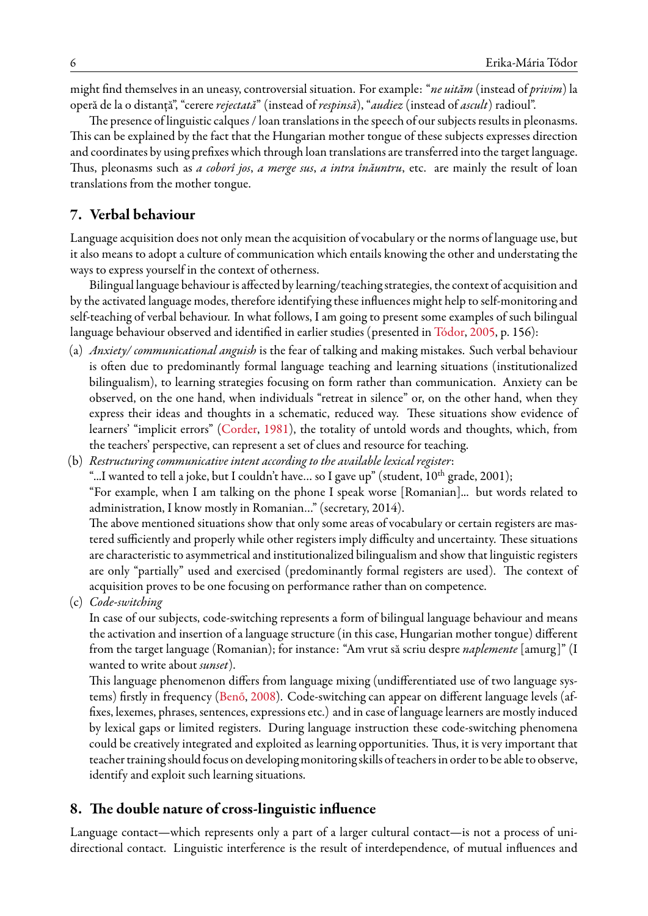might find themselves in an uneasy, controversial situation. For example: "*ne uităm* (instead of *privim*) la operă de la o distanță", "cerere *rejectată*" (instead of *respinsă*), "*audiez* (instead of *ascult*) radioul".

The presence of linguistic calques / loan translations in the speech of our subjects results in pleonasms. This can be explained by the fact that the Hungarian mother tongue of these subjects expresses direction and coordinates by using prefixes which through loan translations are transferred into the target language. Thus, pleonasms such as *a coborî jos*, *a merge sus*, *a intra înăuntru*, etc. are mainly the result of loan translations from the mother tongue.

## 7. Verbal behaviour

Language acquisition does not only mean the acquisition of vocabulary or the norms of language use, but it also means to adopt a culture of communication which entails knowing the other and understating the ways to express yourself in the context of otherness.

Bilingual language behaviour is affected by learning/teaching strategies, the context of acquisition and by the activated language modes, therefore identifying these influences might help to self-monitoring and self-teaching of verbal behaviour. In what follows, I am going to present some examples of such bilingual language behaviour observed and identified in earlier studies (presented in Tódor, 2005, p. 156):

(a) *Anxiety/ communicational anguish* is the fear of talking and making mistakes. Such verbal behaviour is often due to predominantly formal language teaching and learning situations (institutionalized bilingualism), to learning strategies focusing on form rather than communication. Anxiety can be observed, on the one hand, when individuals "retreat in silence" or, on the other hand, when they express their ideas and thoughts in a schematic, reduced way. These situations show evidence of learners' "implicit errors" (Corder, 1981), the totality of untold words and thoughts, which, from the teachers' perspective, can represent a set of clues and resource for teaching.

(b) *Restructuring communicative intent according to the available lexical register*:
"...I wanted to tell a joke, but I couldn't have... so I gave up" (student, 10th grade, 2001);
"For example, when I am talking on the phone I speak worse [Romanian]... but words related to administration, I know mostly in Romanian..." (secretary, 2014).
The above mentioned situations show that only some areas of vocabulary or certain registers are mastered sufficiently and properly while other registers imply difficulty and uncertainty. These situations are characteristic to asymmetrical and institutionalized bilingualism and show that linguistic registers are only "partially" used and exercised (predominantly formal registers are used). The context of acquisition proves to be one focusing on performance rather than on competence.

(c) *Code-switching*
In case of our subjects, code-switching represents a form of bilingual language behaviour and means the activation and insertion of a language structure (in this case, Hungarian mother tongue) different from the target language (Romanian); for instance: "Am vrut să scriu despre *naplemente* [amurg]" (I wanted to write about *sunset*).
This language phenomenon differs from language mixing (undifferentiated use of two language systems) firstly in frequency (Benő, 2008). Code-switching can appear on different language levels (affixes, lexemes, phrases, sentences, expressions etc.) and in case of language learners are mostly induced by lexical gaps or limited registers. During language instruction these code-switching phenomena could be creatively integrated and exploited as learning opportunities. Thus, it is very important that teacher training should focus on developing monitoring skills of teachers in order to be able to observe, identify and exploit such learning situations.

## 8. The double nature of cross-linguistic influence

Language contact—which represents only a part of a larger cultural contact—is not a process of unidirectional contact. Linguistic interference is the result of interdependence, of mutual influences and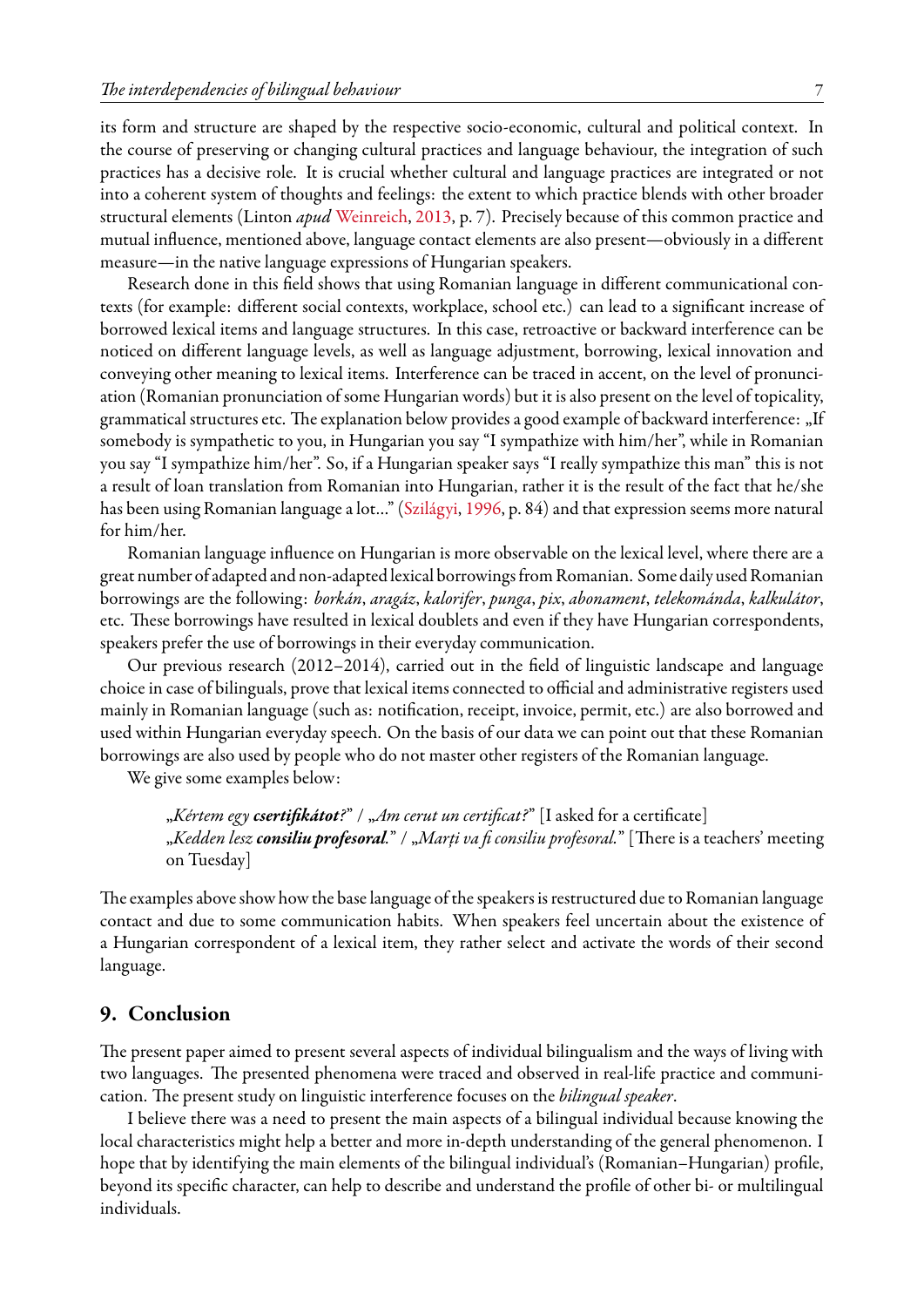its form and structure are shaped by the respective socio-economic, cultural and political context. In the course of preserving or changing cultural practices and language behaviour, the integration of such practices has a decisive role. It is crucial whether cultural and language practices are integrated or not into a coherent system of thoughts and feelings: the extent to which practice blends with other broader structural elements (Linton *apud* Weinreich, 2013, p. 7). Precisely because of this common practice and mutual influence, mentioned above, language contact elements are also present—obviously in a different measure—in the native language expressions of Hungarian speakers.

Research done in this field shows that using Romanian language in different communicational contexts (for example: different social contexts, workplace, school etc.) can lead to a significant increase of borrowed lexical items and language structures. In this case, retroactive or backward interference can be noticed on different language levels, as well as language adjustment, borrowing, lexical innovation and conveying other meaning to lexical items. Interference can be traced in accent, on the level of pronunciation (Romanian pronunciation of some Hungarian words) but it is also present on the level of topicality, grammatical structures etc. The explanation below provides a good example of backward interference: „If somebody is sympathetic to you, in Hungarian you say "I sympathize with him/her", while in Romanian you say "I sympathize him/her". So, if a Hungarian speaker says "I really sympathize this man" this is not a result of loan translation from Romanian into Hungarian, rather it is the result of the fact that he/she has been using Romanian language a lot..." (Szilágyi, 1996, p. 84) and that expression seems more natural for him/her.

Romanian language influence on Hungarian is more observable on the lexical level, where there are a great number of adapted and non-adapted lexical borrowings from Romanian. Some daily used Romanian borrowings are the following: *borkán*, *aragáz*, *kalorifer*, *punga*, *pix*, *abonament*, *telekománda*, *kalkulátor*, etc. These borrowings have resulted in lexical doublets and even if they have Hungarian correspondents, speakers prefer the use of borrowings in their everyday communication.

Our previous research (2012–2014), carried out in the field of linguistic landscape and language choice in case of bilinguals, prove that lexical items connected to official and administrative registers used mainly in Romanian language (such as: notification, receipt, invoice, permit, etc.) are also borrowed and used within Hungarian everyday speech. On the basis of our data we can point out that these Romanian borrowings are also used by people who do not master other registers of the Romanian language.

We give some examples below:

> „*Kértem egy **csertifikátot**?*" / „*Am cerut un certificat?*" [I asked for a certificate]
> „*Kedden lesz **consiliu profesoral**.*" / „*Marți va fi consiliu profesoral.*" [There is a teachers' meeting on Tuesday]

The examples above show how the base language of the speakers is restructured due to Romanian language contact and due to some communication habits. When speakers feel uncertain about the existence of a Hungarian correspondent of a lexical item, they rather select and activate the words of their second language.

## 9. Conclusion

The present paper aimed to present several aspects of individual bilingualism and the ways of living with two languages. The presented phenomena were traced and observed in real-life practice and communication. The present study on linguistic interference focuses on the *bilingual speaker*.

I believe there was a need to present the main aspects of a bilingual individual because knowing the local characteristics might help a better and more in-depth understanding of the general phenomenon. I hope that by identifying the main elements of the bilingual individual's (Romanian–Hungarian) profile, beyond its specific character, can help to describe and understand the profile of other bi- or multilingual individuals.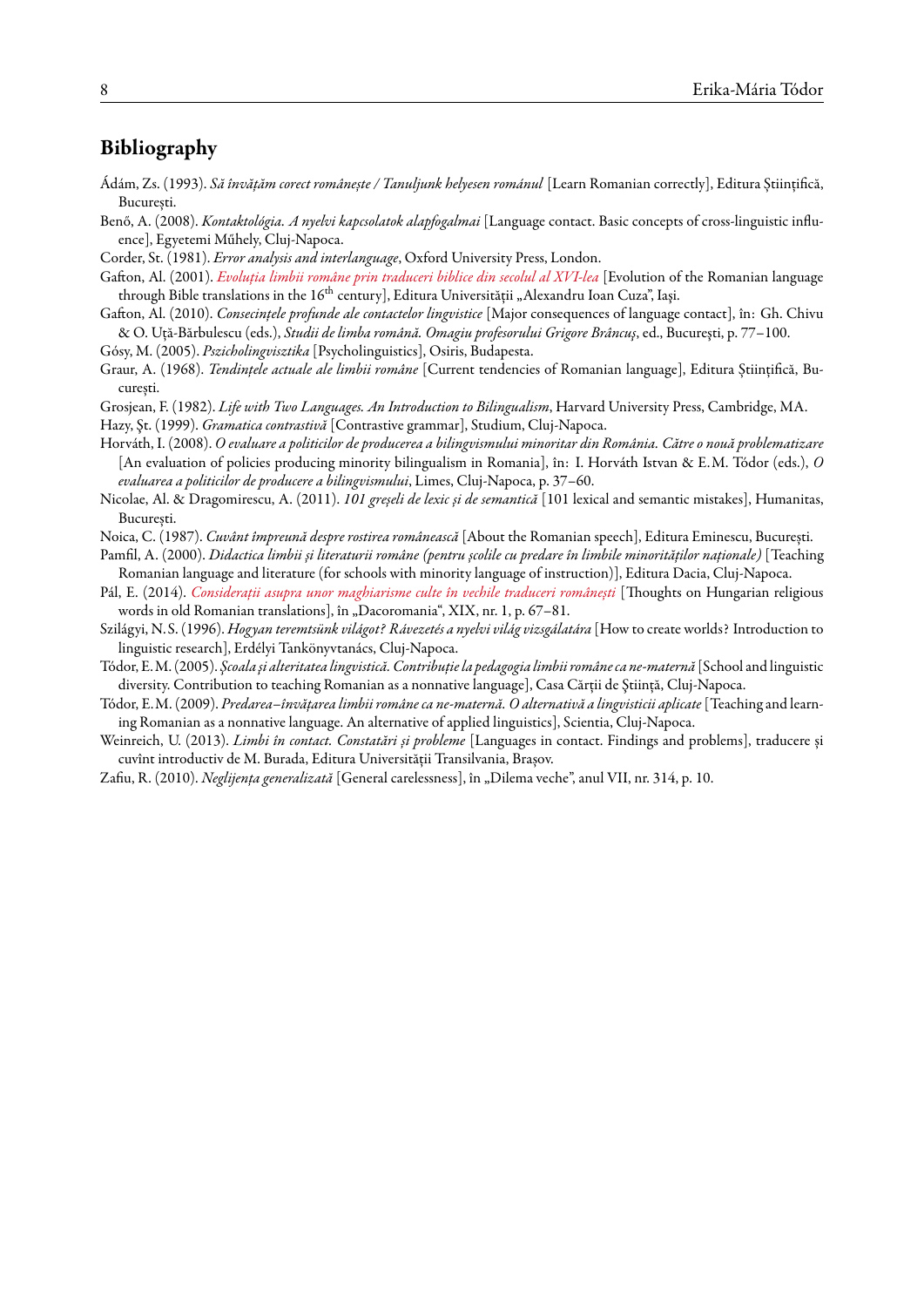## Bibliography

Ádám, Zs. (1993). *Să învățăm corect românește / Tanuljunk helyesen románul* [Learn Romanian correctly], Editura Științifică, București.

Benő, A. (2008). *Kontaktológia. A nyelvi kapcsolatok alapfogalmai* [Language contact. Basic concepts of cross-linguistic influence], Egyetemi Műhely, Cluj-Napoca.

Corder, St. (1981). *Error analysis and interlanguage*, Oxford University Press, London.

Gafton, Al. (2001). *Evoluția limbii române prin traduceri biblice din secolul al XVI-lea* [Evolution of the Romanian language through Bible translations in the 16th century], Editura Universității „Alexandru Ioan Cuza", Iași.

Gafton, Al. (2010). *Consecințele profunde ale contactelor lingvistice* [Major consequences of language contact], în: Gh. Chivu & O. Uță-Bărbulescu (eds.), *Studii de limba română. Omagiu profesorului Grigore Brâncuș*, ed., București, p. 77–100.

Gósy, M. (2005). *Pszicholingvisztika* [Psycholinguistics], Osiris, Budapesta.

Graur, A. (1968). *Tendințele actuale ale limbii române* [Current tendencies of Romanian language], Editura Științifică, București.

Grosjean, F. (1982). *Life with Two Languages. An Introduction to Bilingualism*, Harvard University Press, Cambridge, MA.

Hazy, Șt. (1999). *Gramatica contrastivă* [Contrastive grammar], Studium, Cluj-Napoca.

Horváth, I. (2008). *O evaluare a politicilor de producerea a bilingvismului minoritar din România. Către o nouă problematizare* [An evaluation of policies producing minority bilingualism in Romania], în: I. Horváth Istvan & E.M. Tódor (eds.), *O evaluarea a politicilor de producere a bilingvismului*, Limes, Cluj-Napoca, p. 37–60.

Nicolae, Al. & Dragomirescu, A. (2011). *101 greșeli de lexic și de semantică* [101 lexical and semantic mistakes], Humanitas, București.

Noica, C. (1987). *Cuvânt împreună despre rostirea românească* [About the Romanian speech], Editura Eminescu, București.

Pamfil, A. (2000). *Didactica limbii și literaturii române (pentru școlile cu predare în limbile minorităților naționale)* [Teaching Romanian language and literature (for schools with minority language of instruction)], Editura Dacia, Cluj-Napoca.

Pál, E. (2014). *Considerații asupra unor maghiarisme culte în vechile traduceri românești* [Thoughts on Hungarian religious words in old Romanian translations], în „Dacoromania", XIX, nr. 1, p. 67–81.

Szilágyi, N. S. (1996). *Hogyan teremtsünk világot? Rávezetés a nyelvi világ vizsgálatára* [How to create worlds? Introduction to linguistic research], Erdélyi Tankönyvtanács, Cluj-Napoca.

Tódor, E. M. (2005). *Școala și alteritatea lingvistică. Contribuție la pedagogia limbii române ca ne-maternă* [School and linguistic diversity. Contribution to teaching Romanian as a nonnative language], Casa Cărții de Știință, Cluj-Napoca.

Tódor, E. M. (2009). *Predarea–învățarea limbii române ca ne-maternă. O alternativă a lingvisticii aplicate* [Teaching and learning Romanian as a nonnative language. An alternative of applied linguistics], Scientia, Cluj-Napoca.

Weinreich, U. (2013). *Limbi în contact. Constatări și probleme* [Languages in contact. Findings and problems], traducere și cuvînt introductiv de M. Burada, Editura Universității Transilvania, Brașov.

Zafiu, R. (2010). *Neglijența generalizată* [General carelessness], în „Dilema veche", anul VII, nr. 314, p. 10.